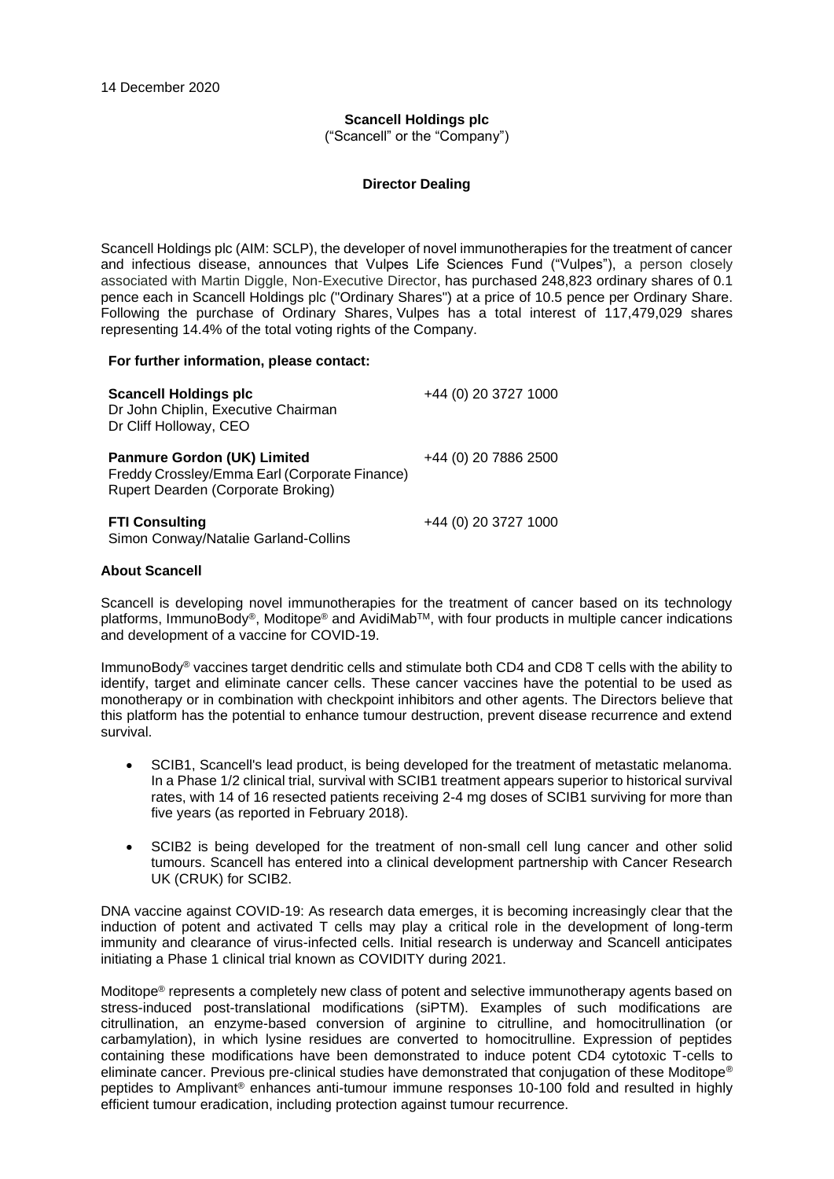14 December 2020

**Scancell Holdings plc**

("Scancell" or the "Company")

**Director Dealing**

Scancell Holdings plc (AIM: SCLP), the developer of novel immunotherapies for the treatment of cancer and infectious disease, announces that Vulpes Life Sciences Fund ("Vulpes"), a person closely associated with Martin Diggle, Non-Executive Director, has purchased 248,823 ordinary shares of 0.1 pence each in Scancell Holdings plc ("Ordinary Shares") at a price of 10.5 pence per Ordinary Share. Following the purchase of Ordinary Shares, Vulpes has a total interest of 117,479,029 shares representing 14.4% of the total voting rights of the Company.

**For further information, please contact:**

| | |
|---|---|
| **Scancell Holdings plc**<br>Dr John Chiplin, Executive Chairman<br>Dr Cliff Holloway, CEO | +44 (0) 20 3727 1000 |
| **Panmure Gordon (UK) Limited**<br>Freddy Crossley/Emma Earl (Corporate Finance)<br>Rupert Dearden (Corporate Broking) | +44 (0) 20 7886 2500 |
| **FTI Consulting**<br>Simon Conway/Natalie Garland-Collins | +44 (0) 20 3727 1000 |

**About Scancell**

Scancell is developing novel immunotherapies for the treatment of cancer based on its technology platforms, ImmunoBody®, Moditope® and AvidiMab™, with four products in multiple cancer indications and development of a vaccine for COVID-19.

ImmunoBody® vaccines target dendritic cells and stimulate both CD4 and CD8 T cells with the ability to identify, target and eliminate cancer cells. These cancer vaccines have the potential to be used as monotherapy or in combination with checkpoint inhibitors and other agents. The Directors believe that this platform has the potential to enhance tumour destruction, prevent disease recurrence and extend survival.

- SCIB1, Scancell's lead product, is being developed for the treatment of metastatic melanoma. In a Phase 1/2 clinical trial, survival with SCIB1 treatment appears superior to historical survival rates, with 14 of 16 resected patients receiving 2-4 mg doses of SCIB1 surviving for more than five years (as reported in February 2018).
- SCIB2 is being developed for the treatment of non-small cell lung cancer and other solid tumours. Scancell has entered into a clinical development partnership with Cancer Research UK (CRUK) for SCIB2.

DNA vaccine against COVID-19: As research data emerges, it is becoming increasingly clear that the induction of potent and activated T cells may play a critical role in the development of long-term immunity and clearance of virus-infected cells. Initial research is underway and Scancell anticipates initiating a Phase 1 clinical trial known as COVIDITY during 2021.

Moditope® represents a completely new class of potent and selective immunotherapy agents based on stress-induced post-translational modifications (siPTM). Examples of such modifications are citrullination, an enzyme-based conversion of arginine to citrulline, and homocitrullination (or carbamylation), in which lysine residues are converted to homocitrulline. Expression of peptides containing these modifications have been demonstrated to induce potent CD4 cytotoxic T-cells to eliminate cancer. Previous pre-clinical studies have demonstrated that conjugation of these Moditope® peptides to Amplivant® enhances anti-tumour immune responses 10-100 fold and resulted in highly efficient tumour eradication, including protection against tumour recurrence.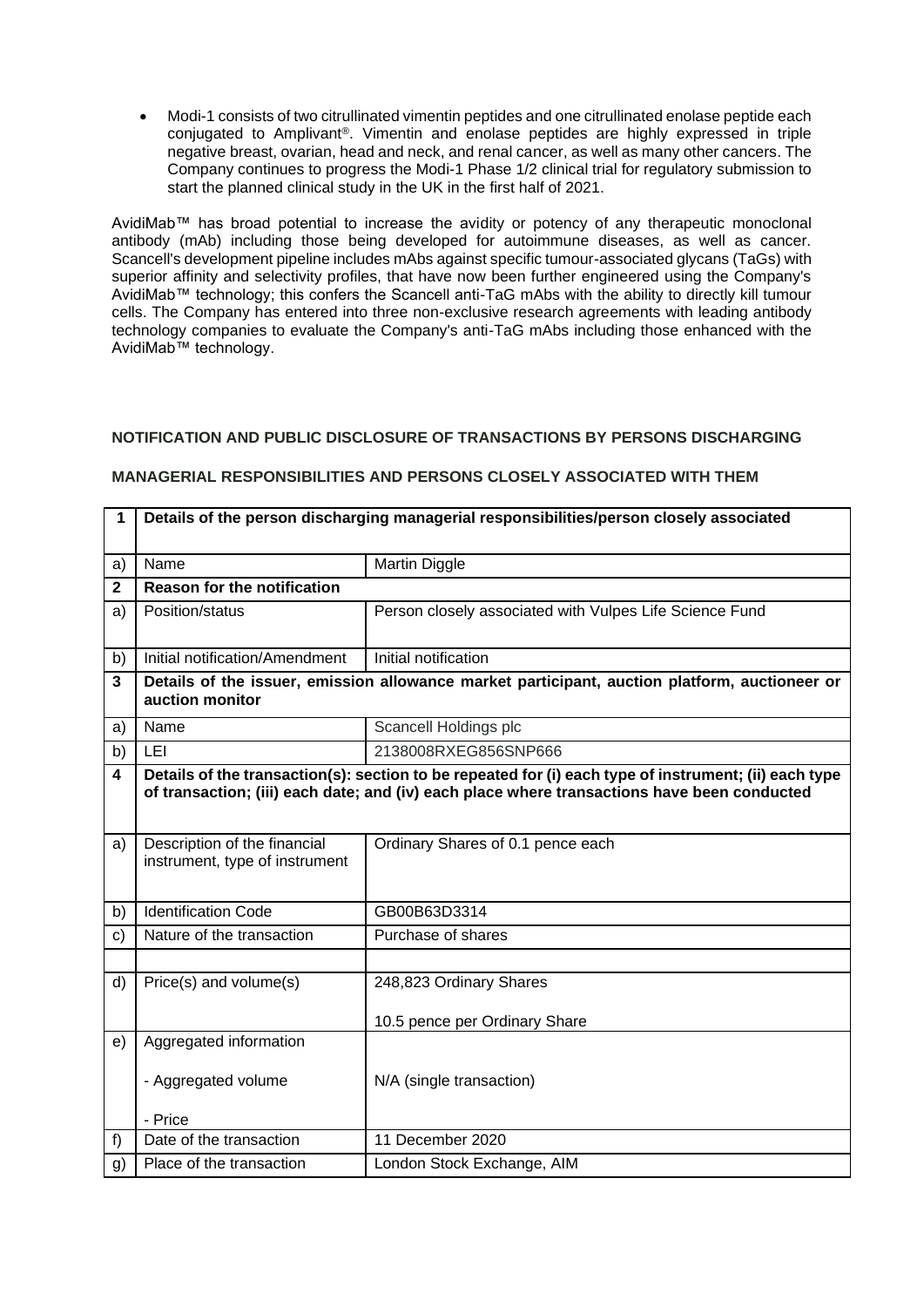- Modi-1 consists of two citrullinated vimentin peptides and one citrullinated enolase peptide each conjugated to Amplivant®. Vimentin and enolase peptides are highly expressed in triple negative breast, ovarian, head and neck, and renal cancer, as well as many other cancers. The Company continues to progress the Modi-1 Phase 1/2 clinical trial for regulatory submission to start the planned clinical study in the UK in the first half of 2021.

AvidiMab™ has broad potential to increase the avidity or potency of any therapeutic monoclonal antibody (mAb) including those being developed for autoimmune diseases, as well as cancer. Scancell's development pipeline includes mAbs against specific tumour-associated glycans (TaGs) with superior affinity and selectivity profiles, that have now been further engineered using the Company's AvidiMab™ technology; this confers the Scancell anti-TaG mAbs with the ability to directly kill tumour cells. The Company has entered into three non-exclusive research agreements with leading antibody technology companies to evaluate the Company's anti-TaG mAbs including those enhanced with the AvidiMab™ technology.

**NOTIFICATION AND PUBLIC DISCLOSURE OF TRANSACTIONS BY PERSONS DISCHARGING MANAGERIAL RESPONSIBILITIES AND PERSONS CLOSELY ASSOCIATED WITH THEM**

| | | |
|---|---|---|
| **1** | **Details of the person discharging managerial responsibilities/person closely associated** | |
| a) | Name | Martin Diggle |
| **2** | **Reason for the notification** | |
| a) | Position/status | Person closely associated with Vulpes Life Science Fund |
| b) | Initial notification/Amendment | Initial notification |
| **3** | **Details of the issuer, emission allowance market participant, auction platform, auctioneer or auction monitor** | |
| a) | Name | Scancell Holdings plc |
| b) | LEI | 2138008RXEG856SNP666 |
| **4** | **Details of the transaction(s): section to be repeated for (i) each type of instrument; (ii) each type of transaction; (iii) each date; and (iv) each place where transactions have been conducted** | |
| a) | Description of the financial instrument, type of instrument | Ordinary Shares of 0.1 pence each |
| b) | Identification Code | GB00B63D3314 |
| c) | Nature of the transaction | Purchase of shares |
| | | |
| d) | Price(s) and volume(s) | 248,823 Ordinary Shares<br>10.5 pence per Ordinary Share |
| e) | Aggregated information<br>- Aggregated volume<br>- Price | N/A (single transaction) |
| f) | Date of the transaction | 11 December 2020 |
| g) | Place of the transaction | London Stock Exchange, AIM |